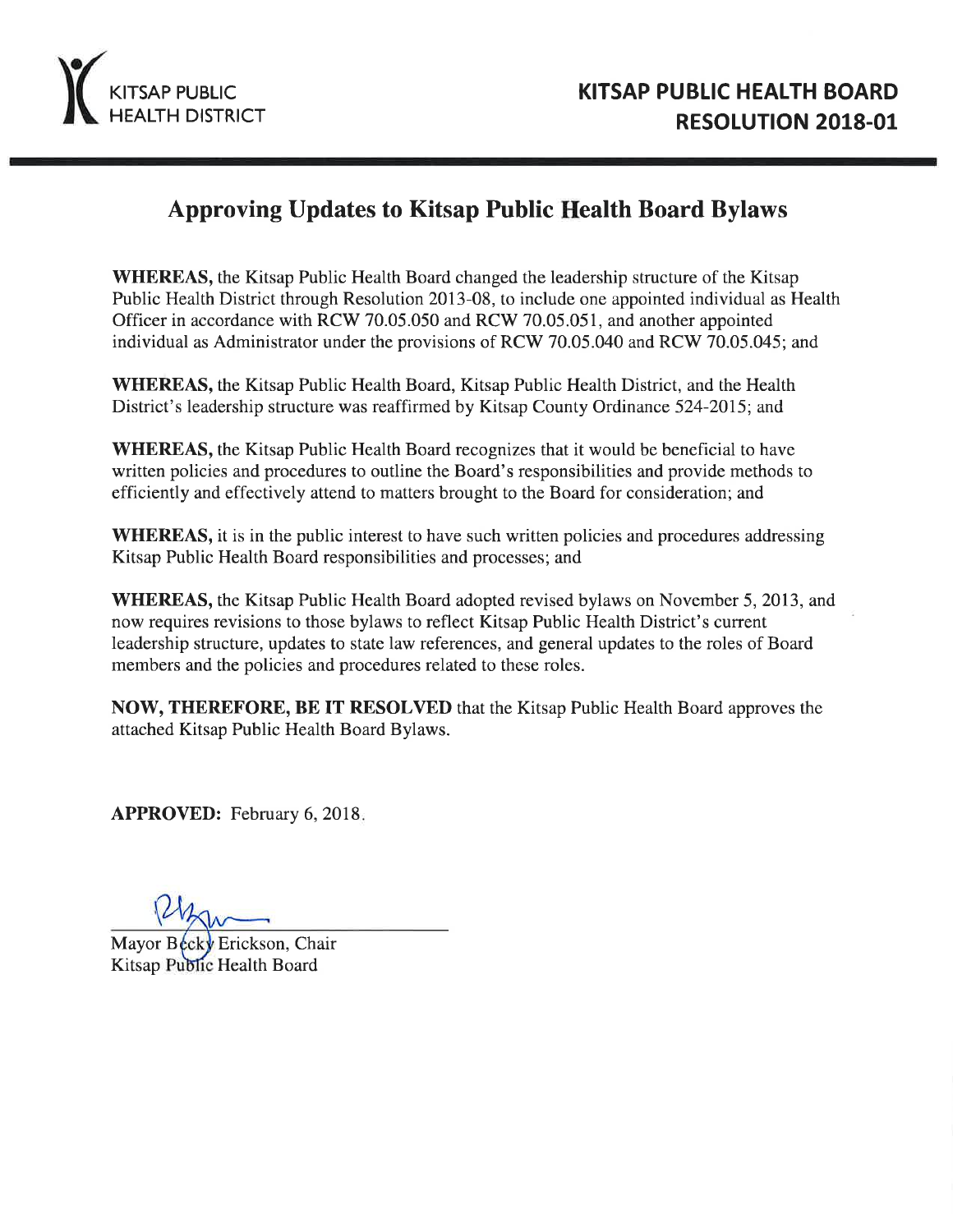KITSAP PUBLIC HEALTH DISTRICT

# KITSAP PUBLIC HEALTH BOARD RESOLUTION 2018-01

## Approving Updates to Kitsap Public Health Board Bylaws

**WHEREAS,** the Kitsap Public Health Board changed the leadership structure of the Kitsap Public Health District through Resolution 2013-08, to include one appointed individual as Health Officer in accordance with RCW 70.05.050 and RCW 70.05.051, and another appointed individual as Administrator under the provisions of RCW 70.05.040 and RCW 70.05.045; and

**WHEREAS,** the Kitsap Public Health Board, Kitsap Public Health District, and the Health District's leadership structure was reaffirmed by Kitsap County Ordinance 524-2015; and

**WHEREAS,** the Kitsap Public Health Board recognizes that it would be beneficial to have written policies and procedures to outline the Board's responsibilities and provide methods to efficiently and effectively attend to matters brought to the Board for consideration; and

**WHEREAS,** it is in the public interest to have such written policies and procedures addressing Kitsap Public Health Board responsibilities and processes; and

**WHEREAS,** the Kitsap Public Health Board adopted revised bylaws on November 5, 2013, and now requires revisions to those bylaws to reflect Kitsap Public Health District's current leadership structure, updates to state law references, and general updates to the roles of Board members and the policies and procedures related to these roles.

**NOW, THEREFORE, BE IT RESOLVED** that the Kitsap Public Health Board approves the attached Kitsap Public Health Board Bylaws.

**APPROVED:** February 6, 2018.

Mayor Becky Erickson, Chair
Kitsap Public Health Board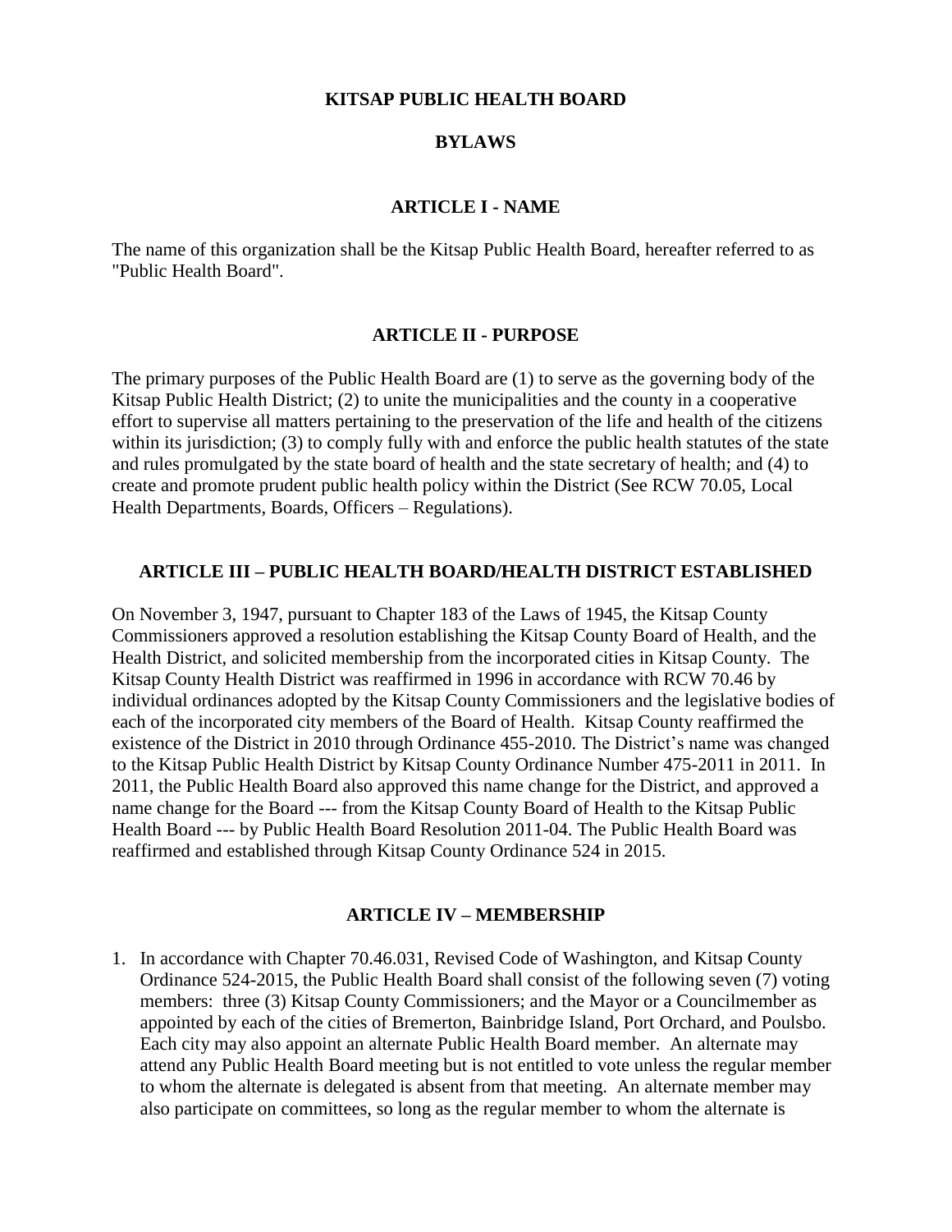# KITSAP PUBLIC HEALTH BOARD

# BYLAWS

## ARTICLE I - NAME

The name of this organization shall be the Kitsap Public Health Board, hereafter referred to as "Public Health Board".

## ARTICLE II - PURPOSE

The primary purposes of the Public Health Board are (1) to serve as the governing body of the Kitsap Public Health District; (2) to unite the municipalities and the county in a cooperative effort to supervise all matters pertaining to the preservation of the life and health of the citizens within its jurisdiction; (3) to comply fully with and enforce the public health statutes of the state and rules promulgated by the state board of health and the state secretary of health; and (4) to create and promote prudent public health policy within the District (See RCW 70.05, Local Health Departments, Boards, Officers – Regulations).

## ARTICLE III – PUBLIC HEALTH BOARD/HEALTH DISTRICT ESTABLISHED

On November 3, 1947, pursuant to Chapter 183 of the Laws of 1945, the Kitsap County Commissioners approved a resolution establishing the Kitsap County Board of Health, and the Health District, and solicited membership from the incorporated cities in Kitsap County. The Kitsap County Health District was reaffirmed in 1996 in accordance with RCW 70.46 by individual ordinances adopted by the Kitsap County Commissioners and the legislative bodies of each of the incorporated city members of the Board of Health. Kitsap County reaffirmed the existence of the District in 2010 through Ordinance 455-2010. The District's name was changed to the Kitsap Public Health District by Kitsap County Ordinance Number 475-2011 in 2011. In 2011, the Public Health Board also approved this name change for the District, and approved a name change for the Board --- from the Kitsap County Board of Health to the Kitsap Public Health Board --- by Public Health Board Resolution 2011-04. The Public Health Board was reaffirmed and established through Kitsap County Ordinance 524 in 2015.

## ARTICLE IV – MEMBERSHIP

1. In accordance with Chapter 70.46.031, Revised Code of Washington, and Kitsap County Ordinance 524-2015, the Public Health Board shall consist of the following seven (7) voting members: three (3) Kitsap County Commissioners; and the Mayor or a Councilmember as appointed by each of the cities of Bremerton, Bainbridge Island, Port Orchard, and Poulsbo. Each city may also appoint an alternate Public Health Board member. An alternate may attend any Public Health Board meeting but is not entitled to vote unless the regular member to whom the alternate is delegated is absent from that meeting. An alternate member may also participate on committees, so long as the regular member to whom the alternate is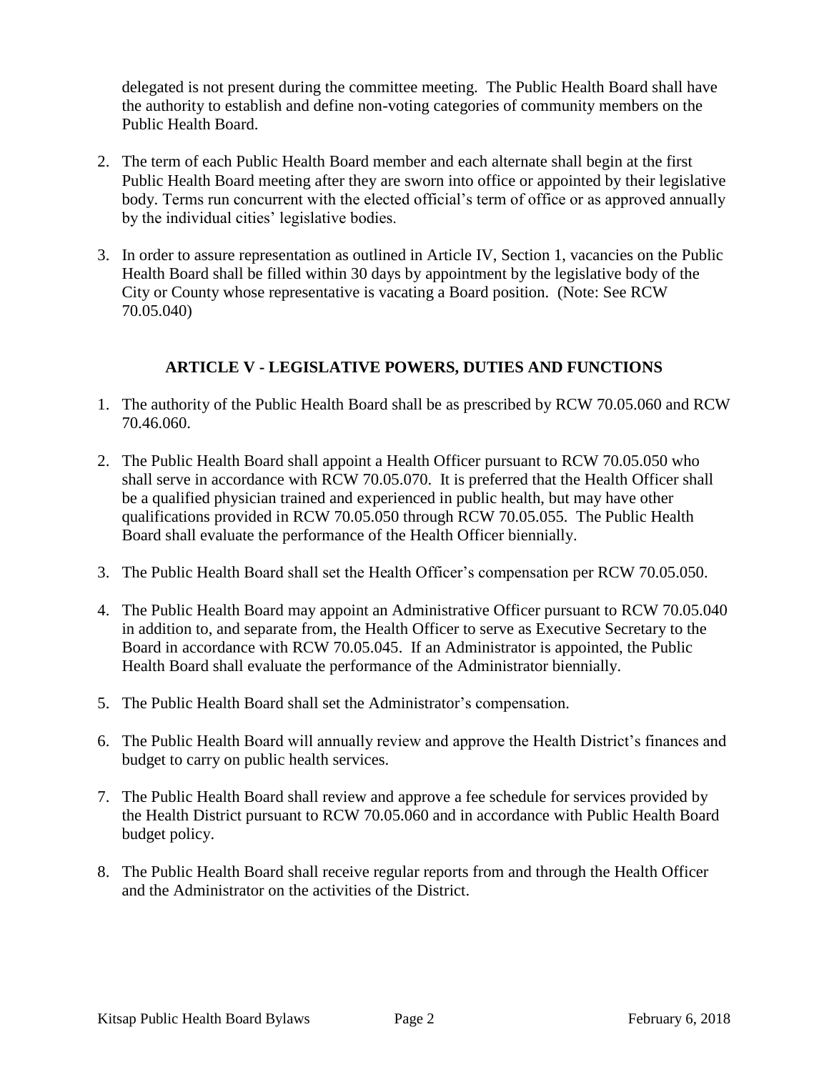delegated is not present during the committee meeting. The Public Health Board shall have the authority to establish and define non-voting categories of community members on the Public Health Board.

2. The term of each Public Health Board member and each alternate shall begin at the first Public Health Board meeting after they are sworn into office or appointed by their legislative body. Terms run concurrent with the elected official's term of office or as approved annually by the individual cities' legislative bodies.

3. In order to assure representation as outlined in Article IV, Section 1, vacancies on the Public Health Board shall be filled within 30 days by appointment by the legislative body of the City or County whose representative is vacating a Board position. (Note: See RCW 70.05.040)

## ARTICLE V - LEGISLATIVE POWERS, DUTIES AND FUNCTIONS

1. The authority of the Public Health Board shall be as prescribed by RCW 70.05.060 and RCW 70.46.060.

2. The Public Health Board shall appoint a Health Officer pursuant to RCW 70.05.050 who shall serve in accordance with RCW 70.05.070. It is preferred that the Health Officer shall be a qualified physician trained and experienced in public health, but may have other qualifications provided in RCW 70.05.050 through RCW 70.05.055. The Public Health Board shall evaluate the performance of the Health Officer biennially.

3. The Public Health Board shall set the Health Officer's compensation per RCW 70.05.050.

4. The Public Health Board may appoint an Administrative Officer pursuant to RCW 70.05.040 in addition to, and separate from, the Health Officer to serve as Executive Secretary to the Board in accordance with RCW 70.05.045. If an Administrator is appointed, the Public Health Board shall evaluate the performance of the Administrator biennially.

5. The Public Health Board shall set the Administrator's compensation.

6. The Public Health Board will annually review and approve the Health District's finances and budget to carry on public health services.

7. The Public Health Board shall review and approve a fee schedule for services provided by the Health District pursuant to RCW 70.05.060 and in accordance with Public Health Board budget policy.

8. The Public Health Board shall receive regular reports from and through the Health Officer and the Administrator on the activities of the District.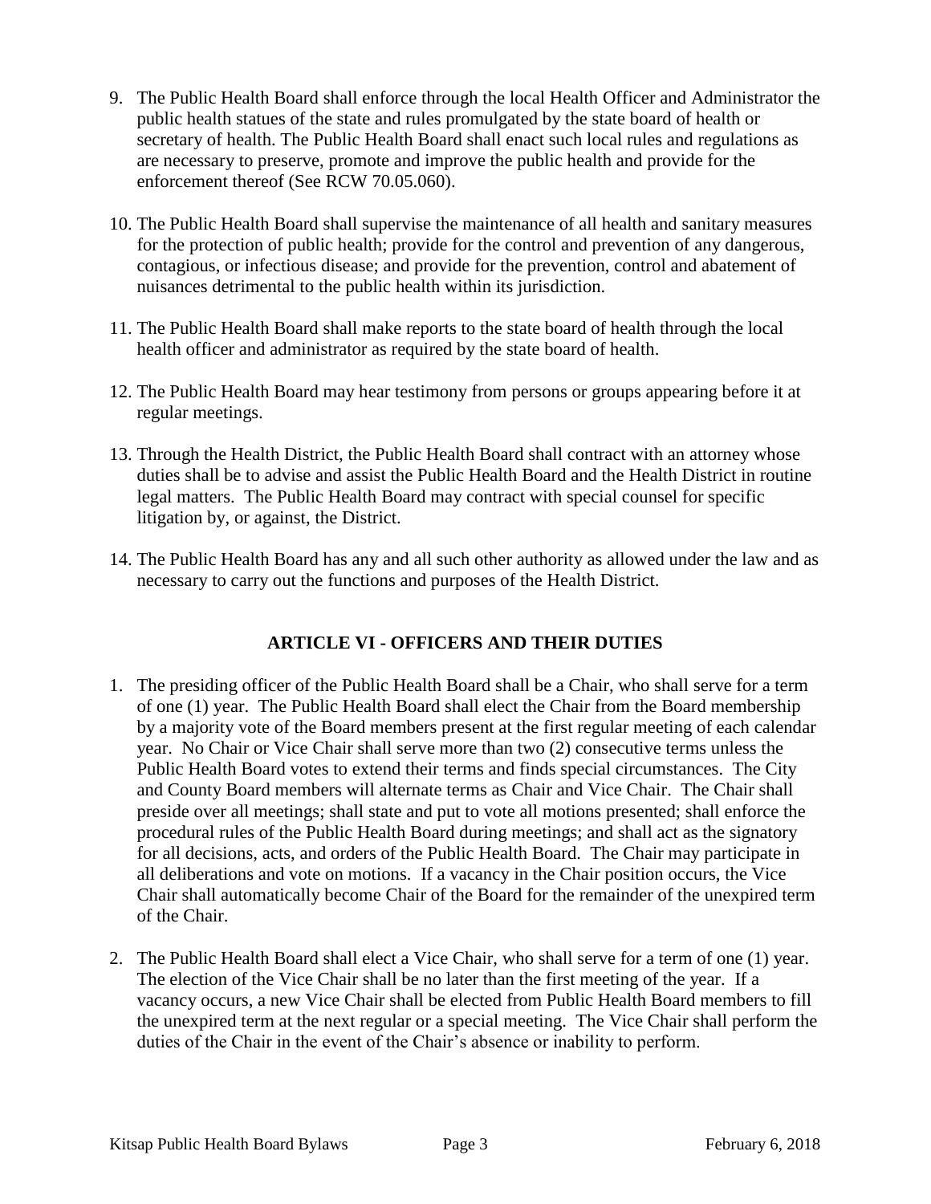9. The Public Health Board shall enforce through the local Health Officer and Administrator the public health statues of the state and rules promulgated by the state board of health or secretary of health. The Public Health Board shall enact such local rules and regulations as are necessary to preserve, promote and improve the public health and provide for the enforcement thereof (See RCW 70.05.060).

10. The Public Health Board shall supervise the maintenance of all health and sanitary measures for the protection of public health; provide for the control and prevention of any dangerous, contagious, or infectious disease; and provide for the prevention, control and abatement of nuisances detrimental to the public health within its jurisdiction.

11. The Public Health Board shall make reports to the state board of health through the local health officer and administrator as required by the state board of health.

12. The Public Health Board may hear testimony from persons or groups appearing before it at regular meetings.

13. Through the Health District, the Public Health Board shall contract with an attorney whose duties shall be to advise and assist the Public Health Board and the Health District in routine legal matters. The Public Health Board may contract with special counsel for specific litigation by, or against, the District.

14. The Public Health Board has any and all such other authority as allowed under the law and as necessary to carry out the functions and purposes of the Health District.

## ARTICLE VI - OFFICERS AND THEIR DUTIES

1. The presiding officer of the Public Health Board shall be a Chair, who shall serve for a term of one (1) year. The Public Health Board shall elect the Chair from the Board membership by a majority vote of the Board members present at the first regular meeting of each calendar year. No Chair or Vice Chair shall serve more than two (2) consecutive terms unless the Public Health Board votes to extend their terms and finds special circumstances. The City and County Board members will alternate terms as Chair and Vice Chair. The Chair shall preside over all meetings; shall state and put to vote all motions presented; shall enforce the procedural rules of the Public Health Board during meetings; and shall act as the signatory for all decisions, acts, and orders of the Public Health Board. The Chair may participate in all deliberations and vote on motions. If a vacancy in the Chair position occurs, the Vice Chair shall automatically become Chair of the Board for the remainder of the unexpired term of the Chair.

2. The Public Health Board shall elect a Vice Chair, who shall serve for a term of one (1) year. The election of the Vice Chair shall be no later than the first meeting of the year. If a vacancy occurs, a new Vice Chair shall be elected from Public Health Board members to fill the unexpired term at the next regular or a special meeting. The Vice Chair shall perform the duties of the Chair in the event of the Chair's absence or inability to perform.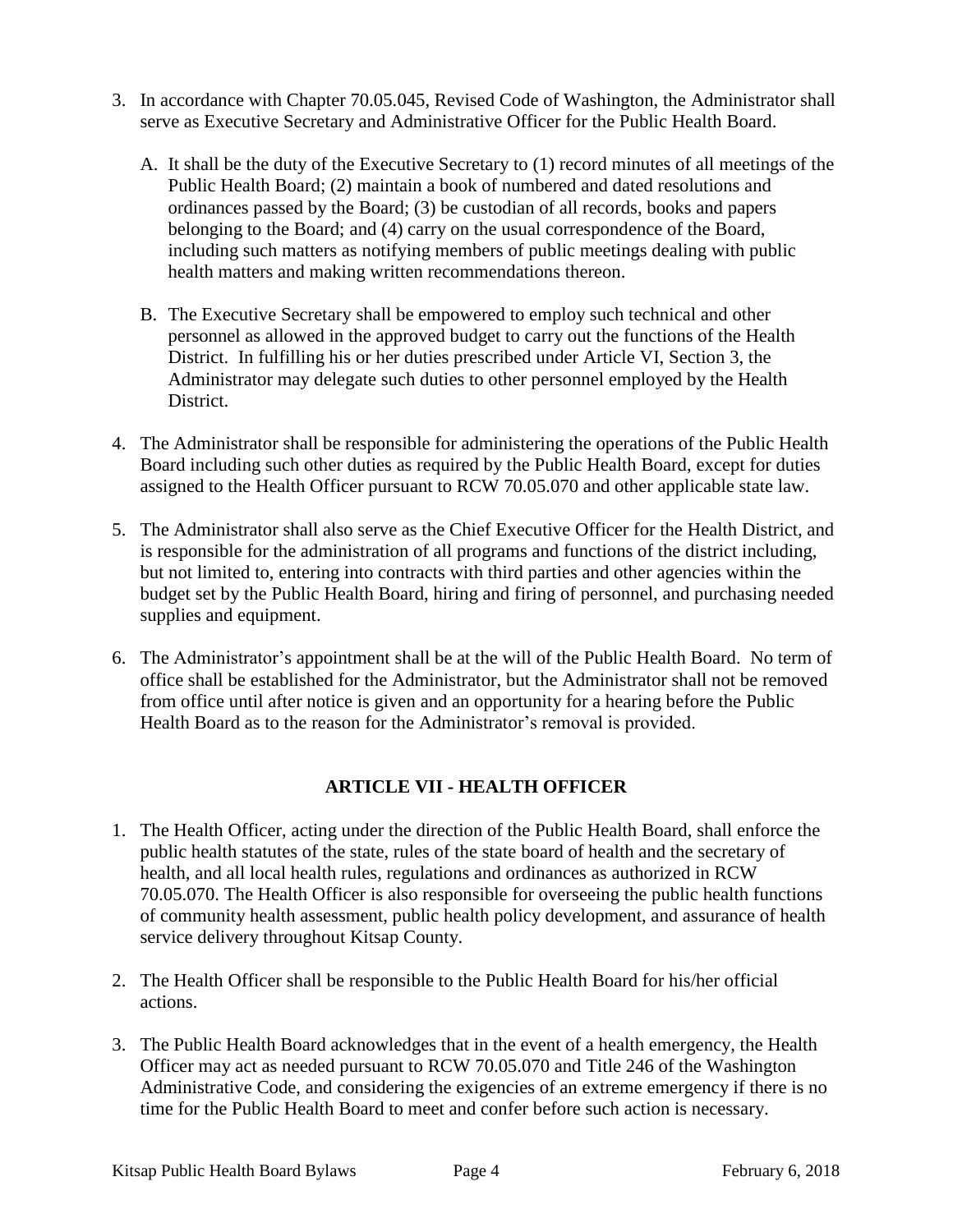3. In accordance with Chapter 70.05.045, Revised Code of Washington, the Administrator shall serve as Executive Secretary and Administrative Officer for the Public Health Board.

   A. It shall be the duty of the Executive Secretary to (1) record minutes of all meetings of the Public Health Board; (2) maintain a book of numbered and dated resolutions and ordinances passed by the Board; (3) be custodian of all records, books and papers belonging to the Board; and (4) carry on the usual correspondence of the Board, including such matters as notifying members of public meetings dealing with public health matters and making written recommendations thereon.

   B. The Executive Secretary shall be empowered to employ such technical and other personnel as allowed in the approved budget to carry out the functions of the Health District. In fulfilling his or her duties prescribed under Article VI, Section 3, the Administrator may delegate such duties to other personnel employed by the Health District.

4. The Administrator shall be responsible for administering the operations of the Public Health Board including such other duties as required by the Public Health Board, except for duties assigned to the Health Officer pursuant to RCW 70.05.070 and other applicable state law.

5. The Administrator shall also serve as the Chief Executive Officer for the Health District, and is responsible for the administration of all programs and functions of the district including, but not limited to, entering into contracts with third parties and other agencies within the budget set by the Public Health Board, hiring and firing of personnel, and purchasing needed supplies and equipment.

6. The Administrator's appointment shall be at the will of the Public Health Board. No term of office shall be established for the Administrator, but the Administrator shall not be removed from office until after notice is given and an opportunity for a hearing before the Public Health Board as to the reason for the Administrator's removal is provided.

## ARTICLE VII - HEALTH OFFICER

1. The Health Officer, acting under the direction of the Public Health Board, shall enforce the public health statutes of the state, rules of the state board of health and the secretary of health, and all local health rules, regulations and ordinances as authorized in RCW 70.05.070. The Health Officer is also responsible for overseeing the public health functions of community health assessment, public health policy development, and assurance of health service delivery throughout Kitsap County.

2. The Health Officer shall be responsible to the Public Health Board for his/her official actions.

3. The Public Health Board acknowledges that in the event of a health emergency, the Health Officer may act as needed pursuant to RCW 70.05.070 and Title 246 of the Washington Administrative Code, and considering the exigencies of an extreme emergency if there is no time for the Public Health Board to meet and confer before such action is necessary.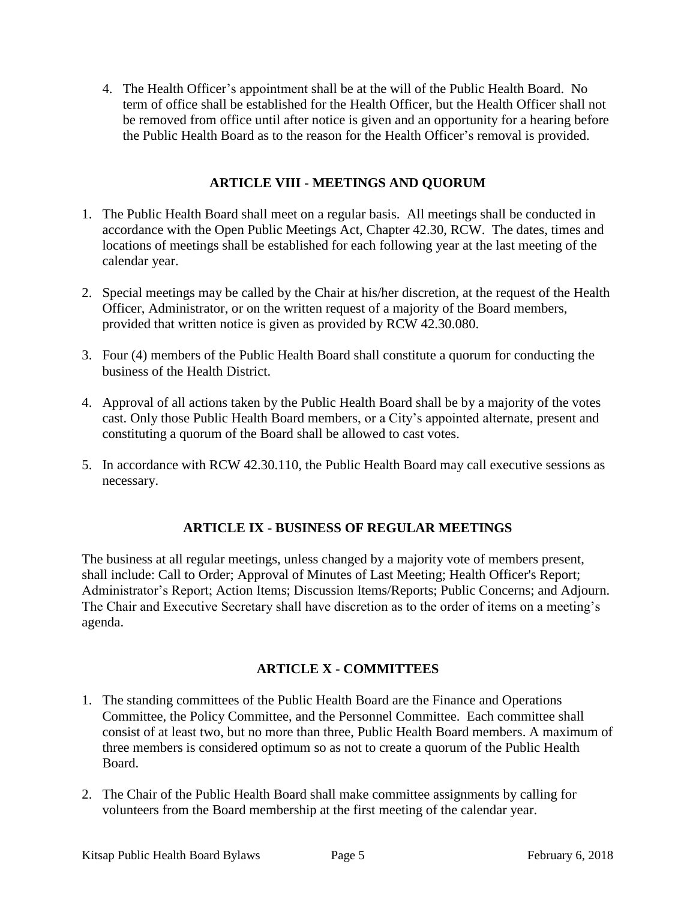4. The Health Officer's appointment shall be at the will of the Public Health Board. No term of office shall be established for the Health Officer, but the Health Officer shall not be removed from office until after notice is given and an opportunity for a hearing before the Public Health Board as to the reason for the Health Officer's removal is provided.

## ARTICLE VIII - MEETINGS AND QUORUM

1. The Public Health Board shall meet on a regular basis. All meetings shall be conducted in accordance with the Open Public Meetings Act, Chapter 42.30, RCW. The dates, times and locations of meetings shall be established for each following year at the last meeting of the calendar year.

2. Special meetings may be called by the Chair at his/her discretion, at the request of the Health Officer, Administrator, or on the written request of a majority of the Board members, provided that written notice is given as provided by RCW 42.30.080.

3. Four (4) members of the Public Health Board shall constitute a quorum for conducting the business of the Health District.

4. Approval of all actions taken by the Public Health Board shall be by a majority of the votes cast. Only those Public Health Board members, or a City's appointed alternate, present and constituting a quorum of the Board shall be allowed to cast votes.

5. In accordance with RCW 42.30.110, the Public Health Board may call executive sessions as necessary.

## ARTICLE IX - BUSINESS OF REGULAR MEETINGS

The business at all regular meetings, unless changed by a majority vote of members present, shall include: Call to Order; Approval of Minutes of Last Meeting; Health Officer's Report; Administrator's Report; Action Items; Discussion Items/Reports; Public Concerns; and Adjourn. The Chair and Executive Secretary shall have discretion as to the order of items on a meeting's agenda.

## ARTICLE X - COMMITTEES

1. The standing committees of the Public Health Board are the Finance and Operations Committee, the Policy Committee, and the Personnel Committee. Each committee shall consist of at least two, but no more than three, Public Health Board members. A maximum of three members is considered optimum so as not to create a quorum of the Public Health Board.

2. The Chair of the Public Health Board shall make committee assignments by calling for volunteers from the Board membership at the first meeting of the calendar year.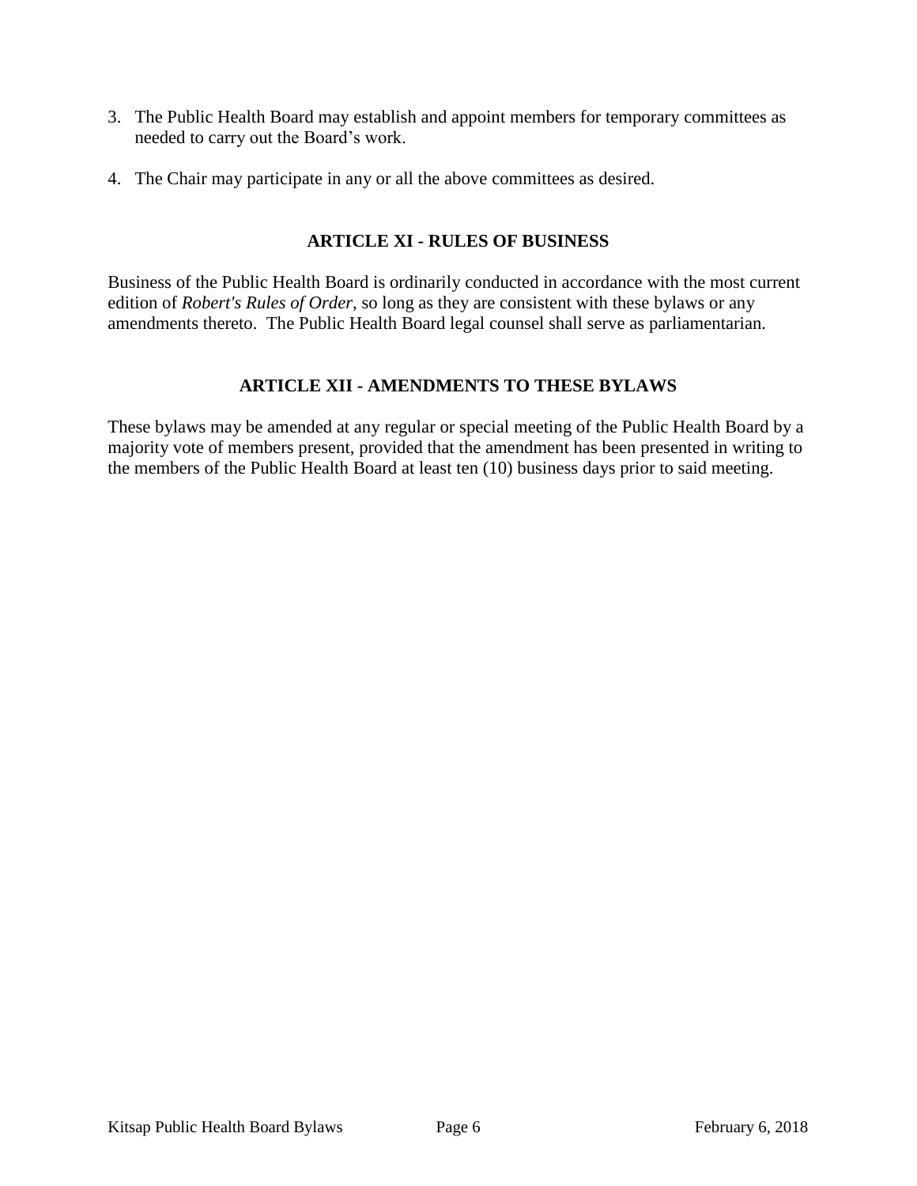3. The Public Health Board may establish and appoint members for temporary committees as needed to carry out the Board's work.

4. The Chair may participate in any or all the above committees as desired.

## ARTICLE XI - RULES OF BUSINESS

Business of the Public Health Board is ordinarily conducted in accordance with the most current edition of *Robert's Rules of Order*, so long as they are consistent with these bylaws or any amendments thereto. The Public Health Board legal counsel shall serve as parliamentarian.

## ARTICLE XII - AMENDMENTS TO THESE BYLAWS

These bylaws may be amended at any regular or special meeting of the Public Health Board by a majority vote of members present, provided that the amendment has been presented in writing to the members of the Public Health Board at least ten (10) business days prior to said meeting.